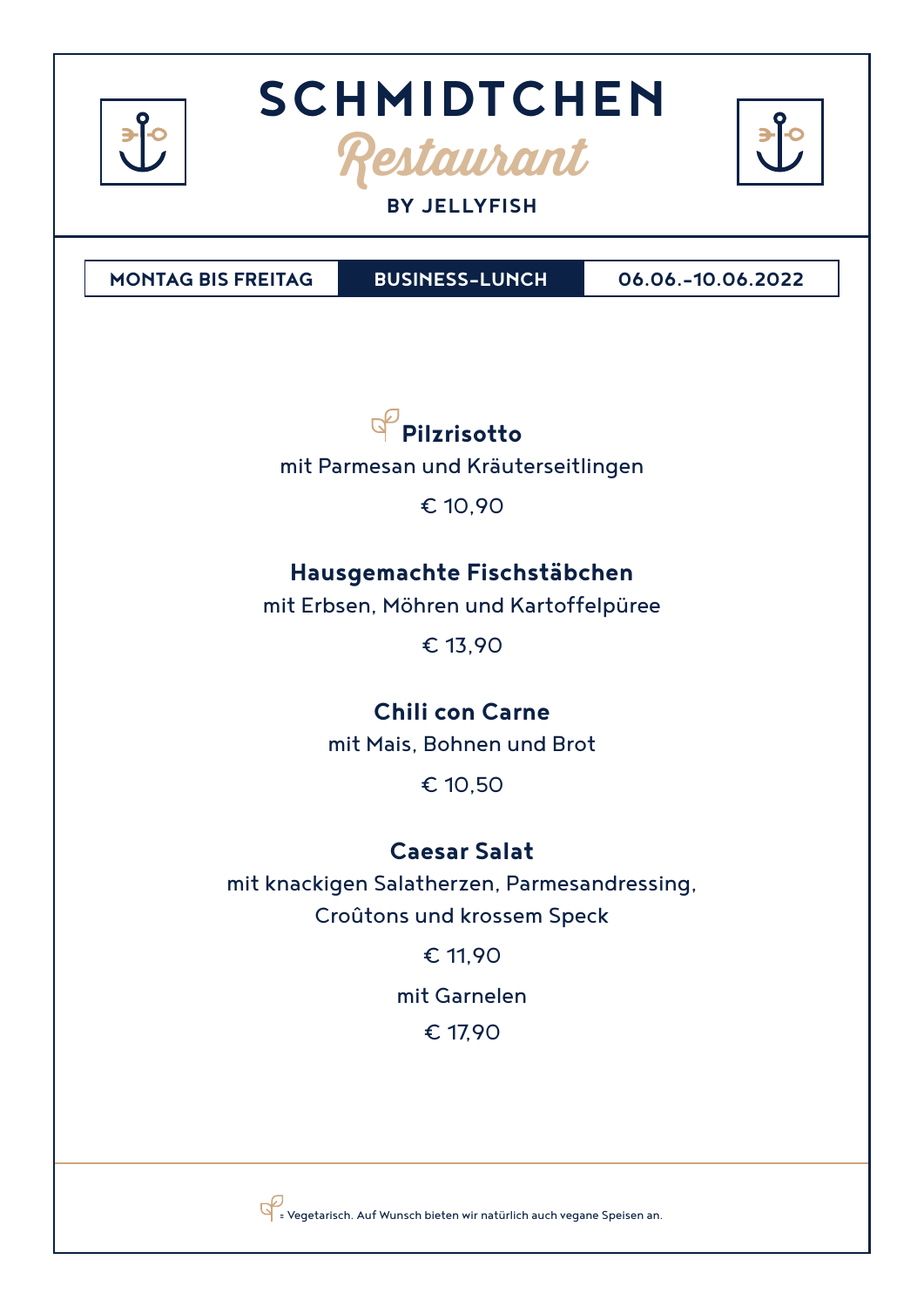# SCHMIDTCHEN

## Restaurant

**BY JELLYFISH**

| MONTAG BIS FREITAG | BUSINESS-LUNCH | 06.06.-10.06.2022 |
|---|---|---|

**Pilzrisotto**

mit Parmesan und Kräuterseitlingen

€ 10,90

**Hausgemachte Fischstäbchen**

mit Erbsen, Möhren und Kartoffelpüree

€ 13,90

**Chili con Carne**

mit Mais, Bohnen und Brot

€ 10,50

**Caesar Salat**

mit knackigen Salatherzen, Parmesandressing, Croûtons und krossem Speck

€ 11,90

mit Garnelen

€ 17,90

= Vegetarisch. Auf Wunsch bieten wir natürlich auch vegane Speisen an.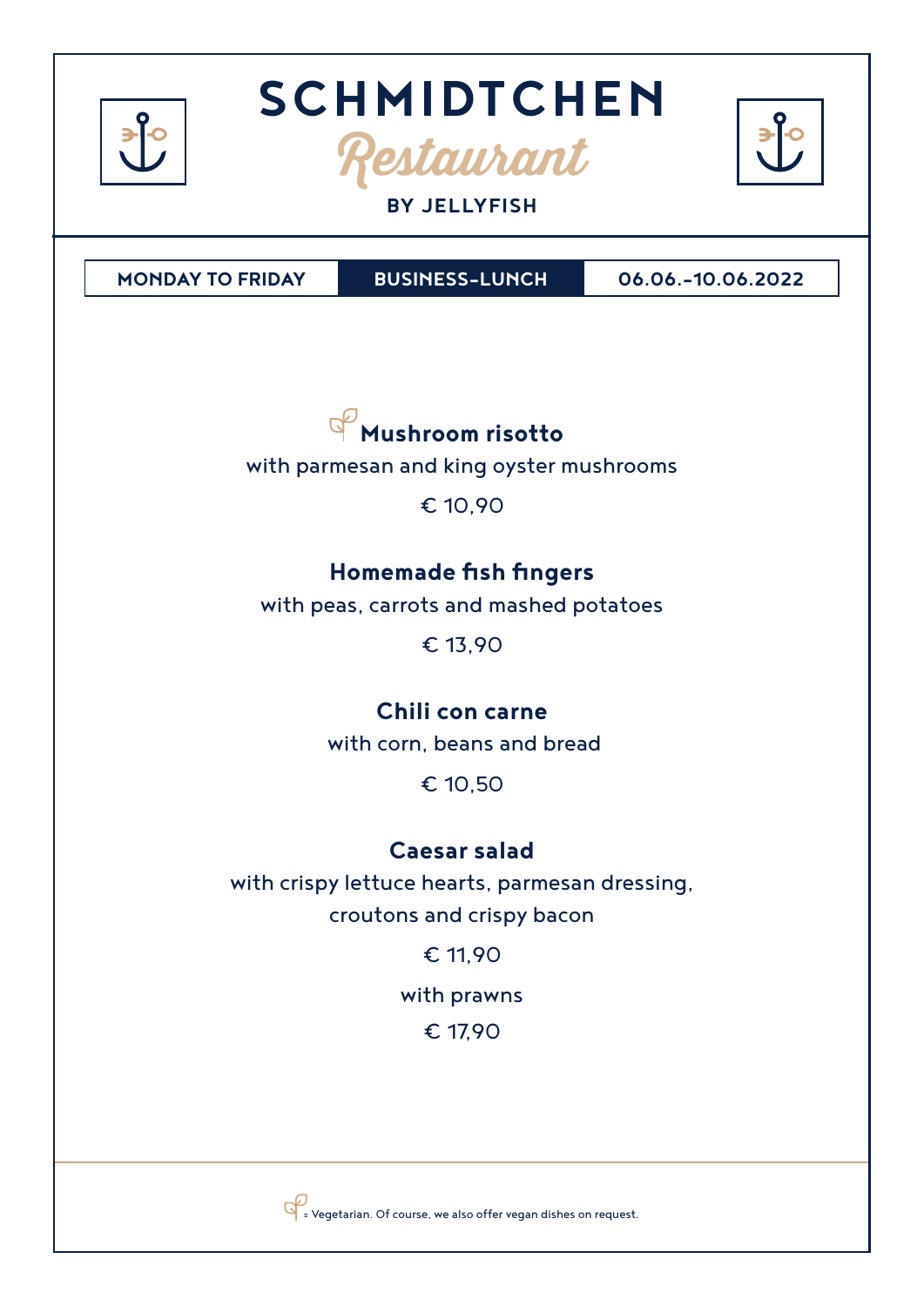# SCHMIDTCHEN

## Restaurant

**BY JELLYFISH**

| MONDAY TO FRIDAY | BUSINESS-LUNCH | 06.06.-10.06.2022 |
|---|---|---|

**Mushroom risotto**

with parmesan and king oyster mushrooms

€ 10,90

**Homemade fish fingers**

with peas, carrots and mashed potatoes

€ 13,90

**Chili con carne**

with corn, beans and bread

€ 10,50

**Caesar salad**

with crispy lettuce hearts, parmesan dressing, croutons and crispy bacon

€ 11,90

with prawns

€ 17,90

= Vegetarian. Of course, we also offer vegan dishes on request.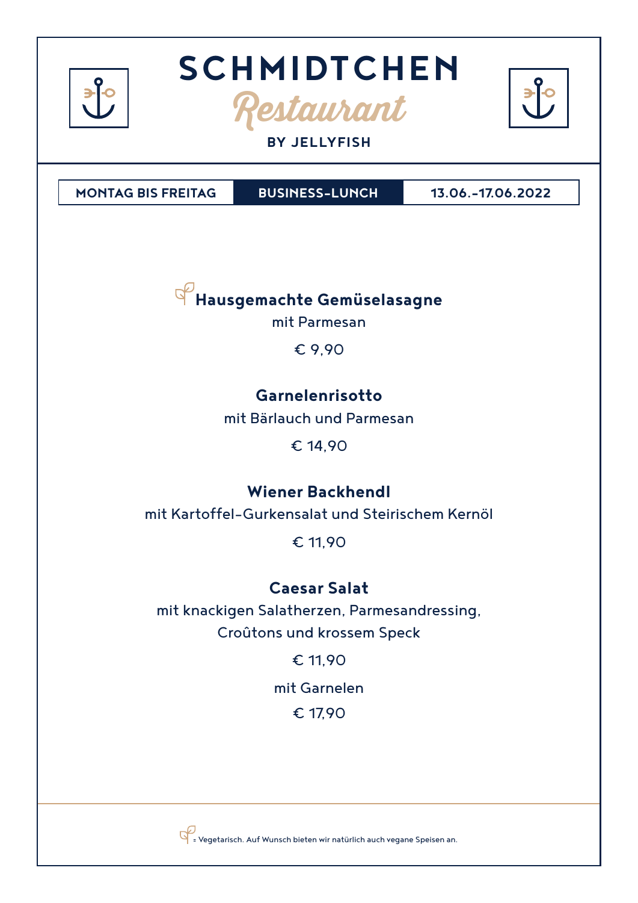# SCHMIDTCHEN

## Restaurant

**BY JELLYFISH**

| MONTAG BIS FREITAG | BUSINESS-LUNCH | 13.06.-17.06.2022 |
|---|---|---|

**Hausgemachte Gemüselasagne**

mit Parmesan

€ 9,90

**Garnelenrisotto**

mit Bärlauch und Parmesan

€ 14,90

**Wiener Backhendl**

mit Kartoffel-Gurkensalat und Steirischem Kernöl

€ 11,90

**Caesar Salat**

mit knackigen Salatherzen, Parmesandressing,
Croûtons und krossem Speck

€ 11,90

mit Garnelen

€ 17,90

= Vegetarisch. Auf Wunsch bieten wir natürlich auch vegane Speisen an.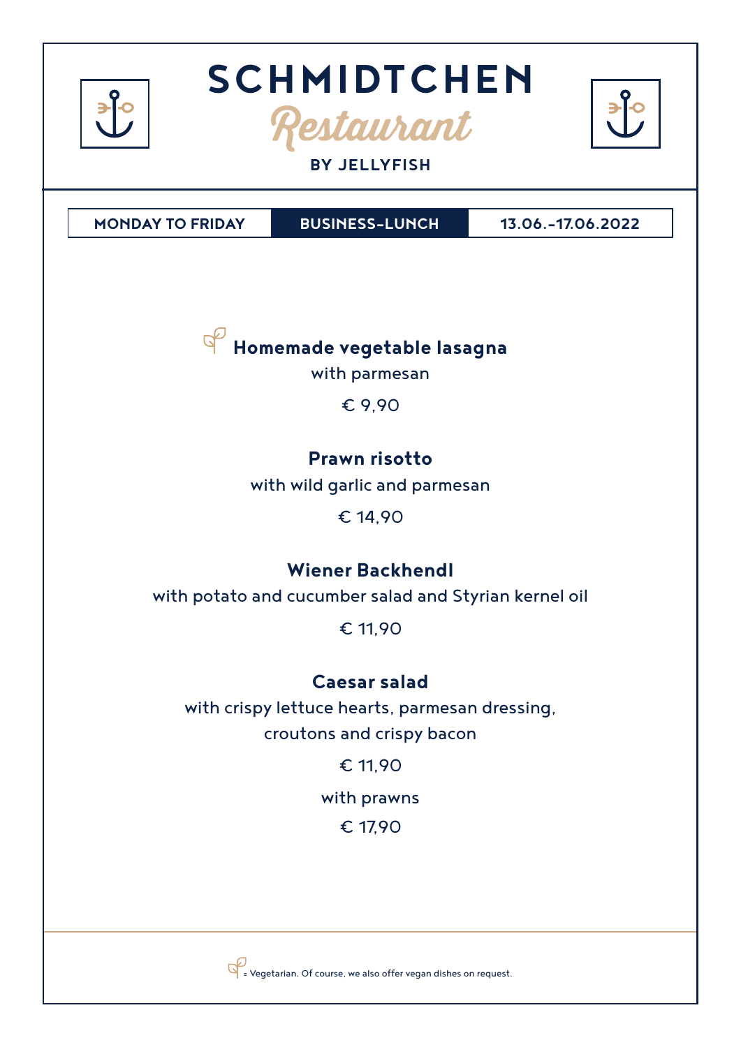# SCHMIDTCHEN

## Restaurant

**BY JELLYFISH**

| MONDAY TO FRIDAY | BUSINESS-LUNCH | 13.06.-17.06.2022 |
| --- | --- | --- |

### Homemade vegetable lasagna

with parmesan

€ 9,90

### Prawn risotto

with wild garlic and parmesan

€ 14,90

### Wiener Backhendl

with potato and cucumber salad and Styrian kernel oil

€ 11,90

### Caesar salad

with crispy lettuce hearts, parmesan dressing, croutons and crispy bacon

€ 11,90

with prawns

€ 17,90

= Vegetarian. Of course, we also offer vegan dishes on request.